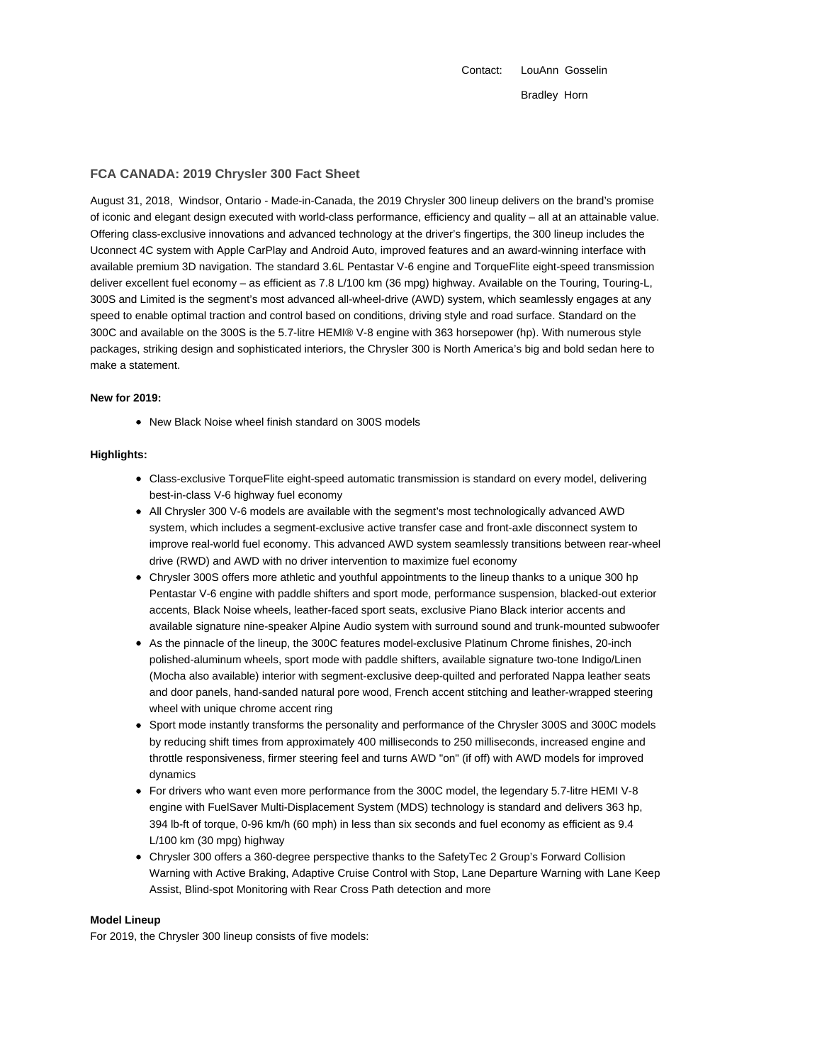Contact: LouAnn Gosselin

Bradley Horn

## FCA CANADA: 2019 Chrysler 300 Fact Sheet

August 31, 2018, Windsor, Ontario - Made-in-Canada, the 2019 Chrysler 300 lineup delivers on the brand's promise of iconic and elegant design executed with world-class performance, efficiency and quality – all at an attainable value. Offering class-exclusive innovations and advanced technology at the driver's fingertips, the 300 lineup includes the Uconnect 4C system with Apple CarPlay and Android Auto, improved features and an award-winning interface with available premium 3D navigation. The standard 3.6L Pentastar V-6 engine and TorqueFlite eight-speed transmission deliver excellent fuel economy – as efficient as 7.8 L/100 km (36 mpg) highway. Available on the Touring, Touring-L, 300S and Limited is the segment's most advanced all-wheel-drive (AWD) system, which seamlessly engages at any speed to enable optimal traction and control based on conditions, driving style and road surface. Standard on the 300C and available on the 300S is the 5.7-litre HEMI® V-8 engine with 363 horsepower (hp). With numerous style packages, striking design and sophisticated interiors, the Chrysler 300 is North America's big and bold sedan here to make a statement.

**New for 2019:**

- New Black Noise wheel finish standard on 300S models

**Highlights:**

- Class-exclusive TorqueFlite eight-speed automatic transmission is standard on every model, delivering best-in-class V-6 highway fuel economy
- All Chrysler 300 V-6 models are available with the segment's most technologically advanced AWD system, which includes a segment-exclusive active transfer case and front-axle disconnect system to improve real-world fuel economy. This advanced AWD system seamlessly transitions between rear-wheel drive (RWD) and AWD with no driver intervention to maximize fuel economy
- Chrysler 300S offers more athletic and youthful appointments to the lineup thanks to a unique 300 hp Pentastar V-6 engine with paddle shifters and sport mode, performance suspension, blacked-out exterior accents, Black Noise wheels, leather-faced sport seats, exclusive Piano Black interior accents and available signature nine-speaker Alpine Audio system with surround sound and trunk-mounted subwoofer
- As the pinnacle of the lineup, the 300C features model-exclusive Platinum Chrome finishes, 20-inch polished-aluminum wheels, sport mode with paddle shifters, available signature two-tone Indigo/Linen (Mocha also available) interior with segment-exclusive deep-quilted and perforated Nappa leather seats and door panels, hand-sanded natural pore wood, French accent stitching and leather-wrapped steering wheel with unique chrome accent ring
- Sport mode instantly transforms the personality and performance of the Chrysler 300S and 300C models by reducing shift times from approximately 400 milliseconds to 250 milliseconds, increased engine and throttle responsiveness, firmer steering feel and turns AWD "on" (if off) with AWD models for improved dynamics
- For drivers who want even more performance from the 300C model, the legendary 5.7-litre HEMI V-8 engine with FuelSaver Multi-Displacement System (MDS) technology is standard and delivers 363 hp, 394 lb-ft of torque, 0-96 km/h (60 mph) in less than six seconds and fuel economy as efficient as 9.4 L/100 km (30 mpg) highway
- Chrysler 300 offers a 360-degree perspective thanks to the SafetyTec 2 Group's Forward Collision Warning with Active Braking, Adaptive Cruise Control with Stop, Lane Departure Warning with Lane Keep Assist, Blind-spot Monitoring with Rear Cross Path detection and more

**Model Lineup**

For 2019, the Chrysler 300 lineup consists of five models: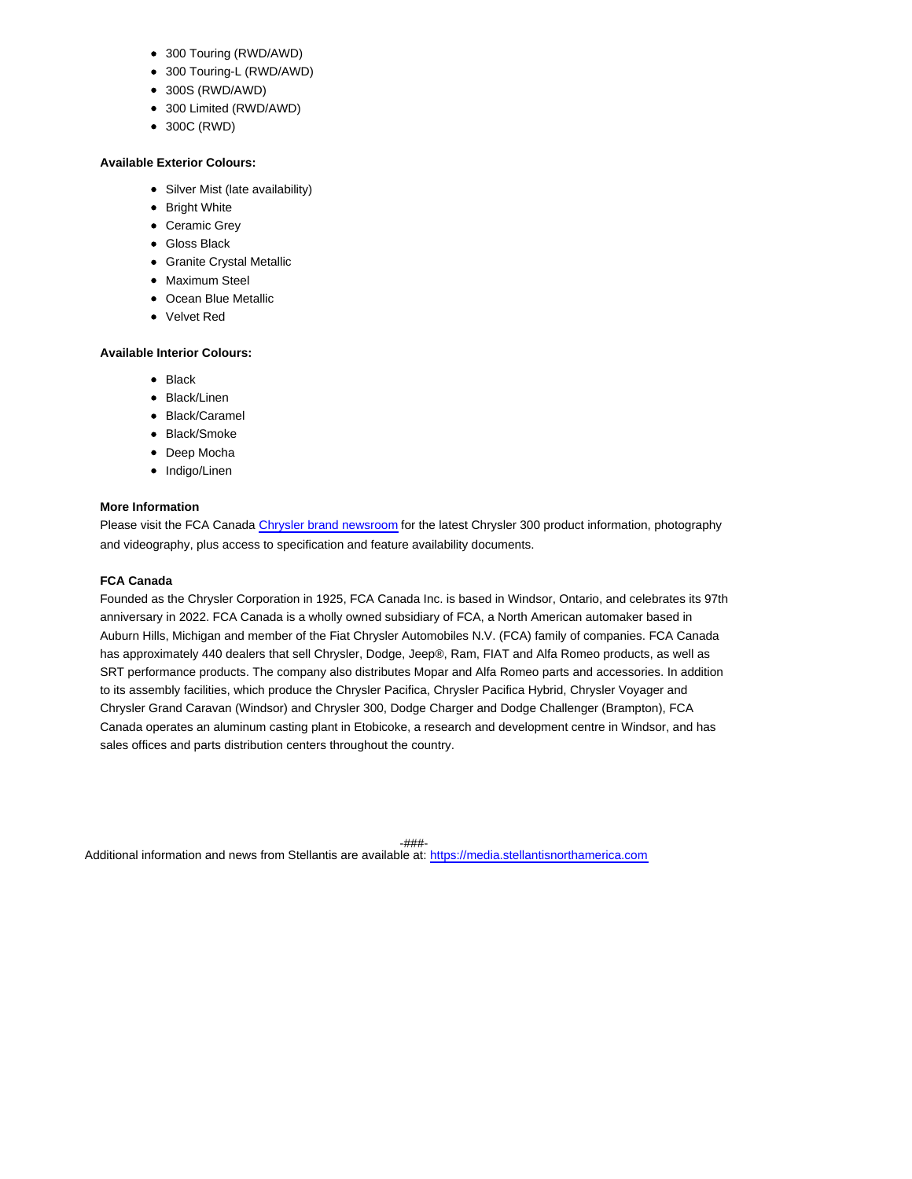- 300 Touring (RWD/AWD)
- 300 Touring-L (RWD/AWD)
- 300S (RWD/AWD)
- 300 Limited (RWD/AWD)
- 300C (RWD)

**Available Exterior Colours:**

- Silver Mist (late availability)
- Bright White
- Ceramic Grey
- Gloss Black
- Granite Crystal Metallic
- Maximum Steel
- Ocean Blue Metallic
- Velvet Red

**Available Interior Colours:**

- Black
- Black/Linen
- Black/Caramel
- Black/Smoke
- Deep Mocha
- Indigo/Linen

**More Information**

Please visit the FCA Canada [Chrysler brand newsroom] for the latest Chrysler 300 product information, photography and videography, plus access to specification and feature availability documents.

**FCA Canada**

Founded as the Chrysler Corporation in 1925, FCA Canada Inc. is based in Windsor, Ontario, and celebrates its 97th anniversary in 2022. FCA Canada is a wholly owned subsidiary of FCA, a North American automaker based in Auburn Hills, Michigan and member of the Fiat Chrysler Automobiles N.V. (FCA) family of companies. FCA Canada has approximately 440 dealers that sell Chrysler, Dodge, Jeep®, Ram, FIAT and Alfa Romeo products, as well as SRT performance products. The company also distributes Mopar and Alfa Romeo parts and accessories. In addition to its assembly facilities, which produce the Chrysler Pacifica, Chrysler Pacifica Hybrid, Chrysler Voyager and Chrysler Grand Caravan (Windsor) and Chrysler 300, Dodge Charger and Dodge Challenger (Brampton), FCA Canada operates an aluminum casting plant in Etobicoke, a research and development centre in Windsor, and has sales offices and parts distribution centers throughout the country.

-###-

Additional information and news from Stellantis are available at: https://media.stellantisnorthamerica.com